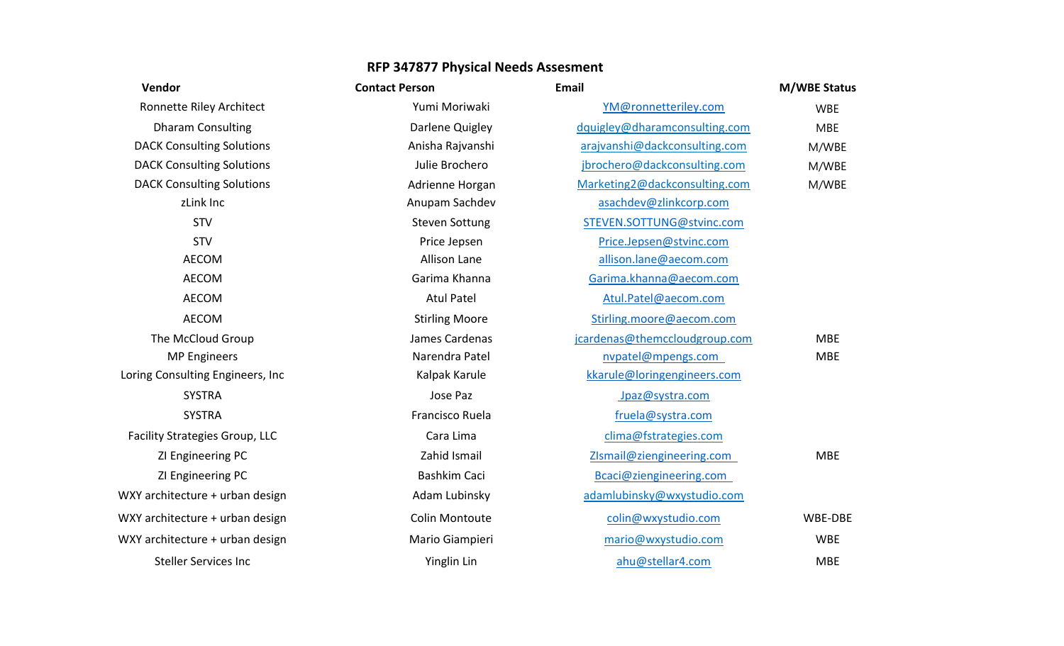## RFP 347877 Physical Needs Assesment

| Vendor | Contact Person | Email | M/WBE Status |
|---|---|---|---|
| Ronnette Riley Architect | Yumi Moriwaki | YM@ronnetteriley.com | WBE |
| Dharam Consulting | Darlene Quigley | dquigley@dharamconsulting.com | MBE |
| DACK Consulting Solutions | Anisha Rajvanshi | arajvanshi@dackconsulting.com | M/WBE |
| DACK Consulting Solutions | Julie Brochero | jbrochero@dackconsulting.com | M/WBE |
| DACK Consulting Solutions | Adrienne Horgan | Marketing2@dackconsulting.com | M/WBE |
| zLink Inc | Anupam Sachdev | asachdev@zlinkcorp.com | |
| STV | Steven Sottung | STEVEN.SOTTUNG@stvinc.com | |
| STV | Price Jepsen | Price.Jepsen@stvinc.com | |
| AECOM | Allison Lane | allison.lane@aecom.com | |
| AECOM | Garima Khanna | Garima.khanna@aecom.com | |
| AECOM | Atul Patel | Atul.Patel@aecom.com | |
| AECOM | Stirling Moore | Stirling.moore@aecom.com | |
| The McCloud Group | James Cardenas | jcardenas@themccloudgroup.com | MBE |
| MP Engineers | Narendra Patel | nvpatel@mpengs.com | MBE |
| Loring Consulting Engineers, Inc | Kalpak Karule | kkarule@loringengineers.com | |
| SYSTRA | Jose Paz | Jpaz@systra.com | |
| SYSTRA | Francisco Ruela | fruela@systra.com | |
| Facility Strategies Group, LLC | Cara Lima | clima@fstrategies.com | |
| ZI Engineering PC | Zahid Ismail | ZIsmail@ziengineering.com | MBE |
| ZI Engineering PC | Bashkim Caci | Bcaci@ziengineering.com | |
| WXY architecture + urban design | Adam Lubinsky | adamlubinsky@wxystudio.com | |
| WXY architecture + urban design | Colin Montoute | colin@wxystudio.com | WBE-DBE |
| WXY architecture + urban design | Mario Giampieri | mario@wxystudio.com | WBE |
| Steller Services Inc | Yinglin Lin | ahu@stellar4.com | MBE |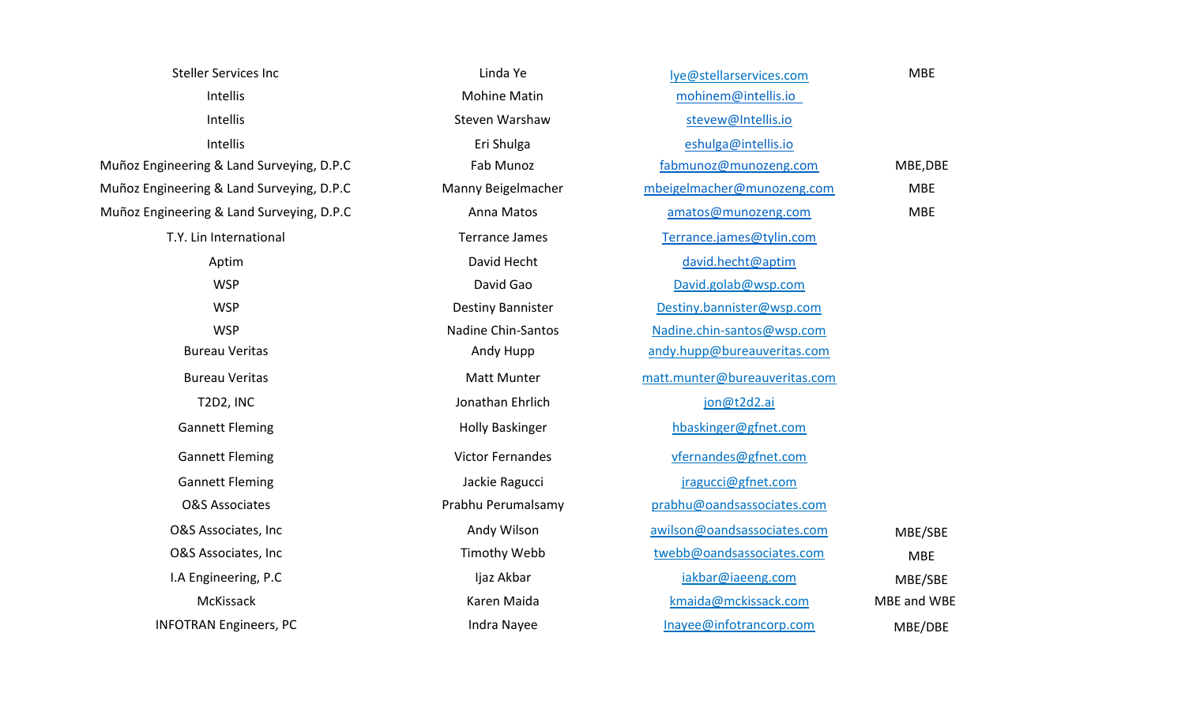| | | | |
|---|---|---|---|
| Steller Services Inc | Linda Ye | lye@stellarservices.com | MBE |
| Intellis | Mohine Matin | mohinem@intellis.io | |
| Intellis | Steven Warshaw | stevew@Intellis.io | |
| Intellis | Eri Shulga | eshulga@intellis.io | |
| Muñoz Engineering & Land Surveying, D.P.C | Fab Munoz | fabmunoz@munozeng.com | MBE,DBE |
| Muñoz Engineering & Land Surveying, D.P.C | Manny Beigelmacher | mbeigelmacher@munozeng.com | MBE |
| Muñoz Engineering & Land Surveying, D.P.C | Anna Matos | amatos@munozeng.com | MBE |
| T.Y. Lin International | Terrance James | Terrance.james@tylin.com | |
| Aptim | David Hecht | david.hecht@aptim | |
| WSP | David Gao | David.golab@wsp.com | |
| WSP | Destiny Bannister | Destiny.bannister@wsp.com | |
| WSP | Nadine Chin-Santos | Nadine.chin-santos@wsp.com | |
| Bureau Veritas | Andy Hupp | andy.hupp@bureauveritas.com | |
| Bureau Veritas | Matt Munter | matt.munter@bureauveritas.com | |
| T2D2, INC | Jonathan Ehrlich | jon@t2d2.ai | |
| Gannett Fleming | Holly Baskinger | hbaskinger@gfnet.com | |
| Gannett Fleming | Victor Fernandes | vfernandes@gfnet.com | |
| Gannett Fleming | Jackie Ragucci | jragucci@gfnet.com | |
| O&S Associates | Prabhu Perumalsamy | prabhu@oandsassociates.com | |
| O&S Associates, Inc | Andy Wilson | awilson@oandsassociates.com | MBE/SBE |
| O&S Associates, Inc | Timothy Webb | twebb@oandsassociates.com | MBE |
| I.A Engineering, P.C | Ijaz Akbar | iakbar@iaeeng.com | MBE/SBE |
| McKissack | Karen Maida | kmaida@mckissack.com | MBE and WBE |
| INFOTRAN Engineers, PC | Indra Nayee | Inayee@infotrancorp.com | MBE/DBE |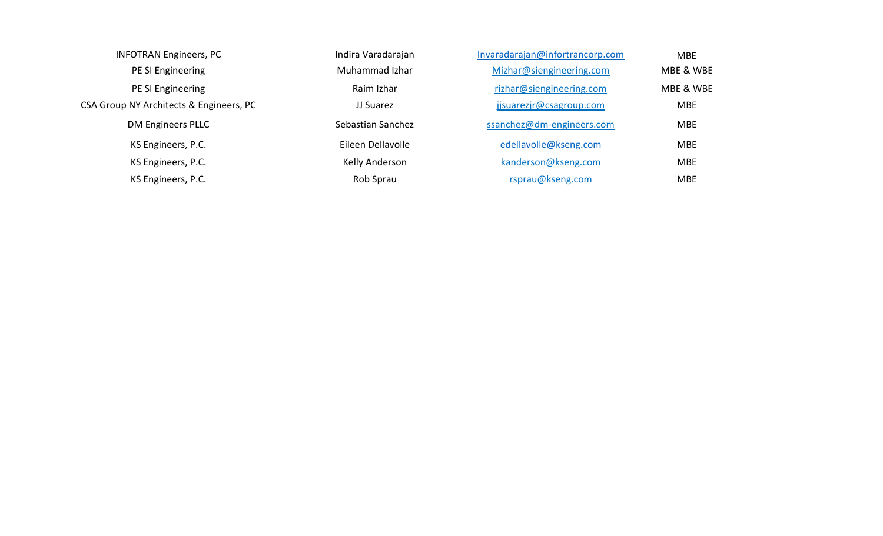| | | | |
|---|---|---|---|
| INFOTRAN Engineers, PC | Indira Varadarajan | Invaradarajan@infortrancorp.com | MBE |
| PE SI Engineering | Muhammad Izhar | Mizhar@siengineering.com | MBE & WBE |
| PE SI Engineering | Raim Izhar | rizhar@siengineering.com | MBE & WBE |
| CSA Group NY Architects & Engineers, PC | JJ Suarez | jjsuarezjr@csagroup.com | MBE |
| DM Engineers PLLC | Sebastian Sanchez | ssanchez@dm-engineers.com | MBE |
| KS Engineers, P.C. | Eileen Dellavolle | edellavolle@kseng.com | MBE |
| KS Engineers, P.C. | Kelly Anderson | kanderson@kseng.com | MBE |
| KS Engineers, P.C. | Rob Sprau | rsprau@kseng.com | MBE |